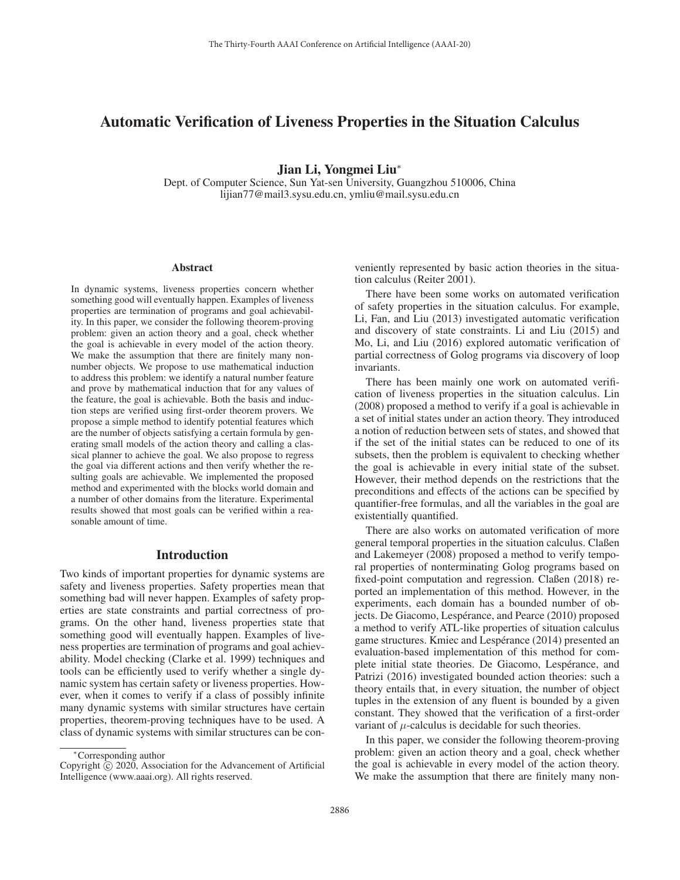# Automatic Verification of Liveness Properties in the Situation Calculus

**Jian Li, Yongmei Liu***

Dept. of Computer Science, Sun Yat-sen University, Guangzhou 510006, China
lijian77@mail3.sysu.edu.cn, ymliu@mail.sysu.edu.cn

## Abstract

In dynamic systems, liveness properties concern whether something good will eventually happen. Examples of liveness properties are termination of programs and goal achievability. In this paper, we consider the following theorem-proving problem: given an action theory and a goal, check whether the goal is achievable in every model of the action theory. We make the assumption that there are finitely many non-number objects. We propose to use mathematical induction to address this problem: we identify a natural number feature and prove by mathematical induction that for any values of the feature, the goal is achievable. Both the basis and induction steps are verified using first-order theorem provers. We propose a simple method to identify potential features which are the number of objects satisfying a certain formula by generating small models of the action theory and calling a classical planner to achieve the goal. We also propose to regress the goal via different actions and then verify whether the resulting goals are achievable. We implemented the proposed method and experimented with the blocks world domain and a number of other domains from the literature. Experimental results showed that most goals can be verified within a reasonable amount of time.

## Introduction

Two kinds of important properties for dynamic systems are safety and liveness properties. Safety properties mean that something bad will never happen. Examples of safety properties are state constraints and partial correctness of programs. On the other hand, liveness properties state that something good will eventually happen. Examples of liveness properties are termination of programs and goal achievability. Model checking (Clarke et al. 1999) techniques and tools can be efficiently used to verify whether a single dynamic system has certain safety or liveness properties. However, when it comes to verify if a class of possibly infinite many dynamic systems with similar structures have certain properties, theorem-proving techniques have to be used. A class of dynamic systems with similar structures can be conveniently represented by basic action theories in the situation calculus (Reiter 2001).

There have been some works on automated verification of safety properties in the situation calculus. For example, Li, Fan, and Liu (2013) investigated automatic verification and discovery of state constraints. Li and Liu (2015) and Mo, Li, and Liu (2016) explored automatic verification of partial correctness of Golog programs via discovery of loop invariants.

There has been mainly one work on automated verification of liveness properties in the situation calculus. Lin (2008) proposed a method to verify if a goal is achievable in a set of initial states under an action theory. They introduced a notion of reduction between sets of states, and showed that if the set of the initial states can be reduced to one of its subsets, then the problem is equivalent to checking whether the goal is achievable in every initial state of the subset. However, their method depends on the restrictions that the preconditions and effects of the actions can be specified by quantifier-free formulas, and all the variables in the goal are existentially quantified.

There are also works on automated verification of more general temporal properties in the situation calculus. Claßen and Lakemeyer (2008) proposed a method to verify temporal properties of nonterminating Golog programs based on fixed-point computation and regression. Claßen (2018) reported an implementation of this method. However, in the experiments, each domain has a bounded number of objects. De Giacomo, Lespérance, and Pearce (2010) proposed a method to verify ATL-like properties of situation calculus game structures. Kmiec and Lespérance (2014) presented an evaluation-based implementation of this method for complete initial state theories. De Giacomo, Lespérance, and Patrizi (2016) investigated bounded action theories: such a theory entails that, in every situation, the number of object tuples in the extension of any fluent is bounded by a given constant. They showed that the verification of a first-order variant of $\mu$-calculus is decidable for such theories.

In this paper, we consider the following theorem-proving problem: given an action theory and a goal, check whether the goal is achievable in every model of the action theory. We make the assumption that there are finitely many non-

*Corresponding author

Copyright © 2020, Association for the Advancement of Artificial Intelligence (www.aaai.org). All rights reserved.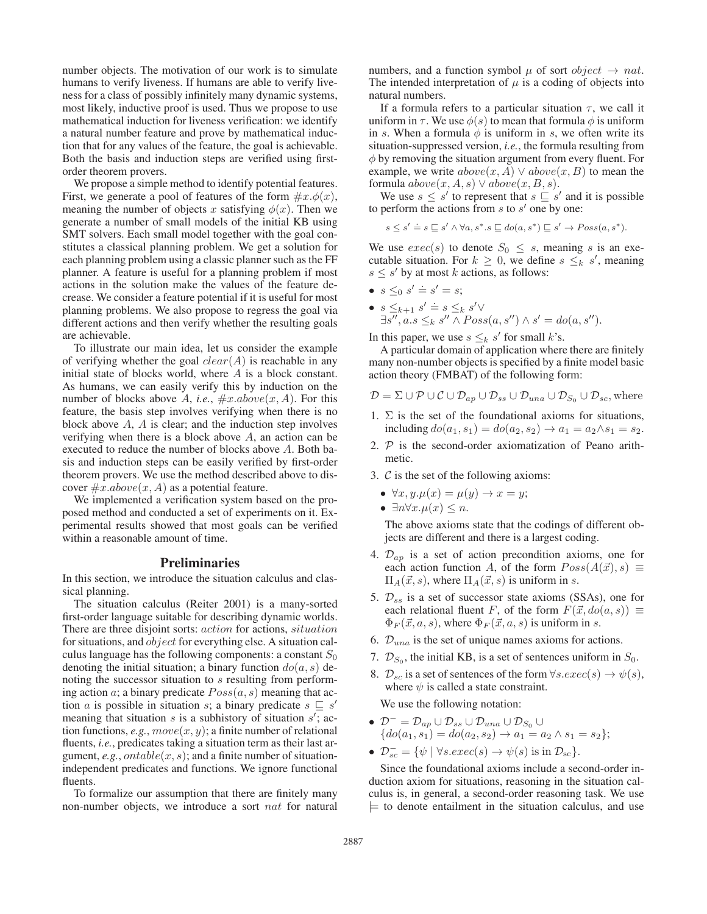number objects. The motivation of our work is to simulate humans to verify liveness. If humans are able to verify liveness for a class of possibly infinitely many dynamic systems, most likely, inductive proof is used. Thus we propose to use mathematical induction for liveness verification: we identify a natural number feature and prove by mathematical induction that for any values of the feature, the goal is achievable. Both the basis and induction steps are verified using first-order theorem provers.

We propose a simple method to identify potential features. First, we generate a pool of features of the form $\#x.\phi(x)$, meaning the number of objects $x$ satisfying $\phi(x)$. Then we generate a number of small models of the initial KB using SMT solvers. Each small model together with the goal constitutes a classical planning problem. We get a solution for each planning problem using a classic planner such as the FF planner. A feature is useful for a planning problem if most actions in the solution make the values of the feature decrease. We consider a feature potential if it is useful for most planning problems. We also propose to regress the goal via different actions and then verify whether the resulting goals are achievable.

To illustrate our main idea, let us consider the example of verifying whether the goal $clear(A)$ is reachable in any initial state of blocks world, where $A$ is a block constant. As humans, we can easily verify this by induction on the number of blocks above $A$, *i.e.*, $\#x.above(x, A)$. For this feature, the basis step involves verifying when there is no block above $A$, $A$ is clear; and the induction step involves verifying when there is a block above $A$, an action can be executed to reduce the number of blocks above $A$. Both basis and induction steps can be easily verified by first-order theorem provers. We use the method described above to discover $\#x.above(x, A)$ as a potential feature.

We implemented a verification system based on the proposed method and conducted a set of experiments on it. Experimental results showed that most goals can be verified within a reasonable amount of time.

## Preliminaries

In this section, we introduce the situation calculus and classical planning.

The situation calculus (Reiter 2001) is a many-sorted first-order language suitable for describing dynamic worlds. There are three disjoint sorts: $action$ for actions, $situation$ for situations, and $object$ for everything else. A situation calculus language has the following components: a constant $S_0$ denoting the initial situation; a binary function $do(a, s)$ denoting the successor situation to $s$ resulting from performing action $a$; a binary predicate $Poss(a, s)$ meaning that action $a$ is possible in situation $s$; a binary predicate $s \sqsubseteq s'$ meaning that situation $s$ is a subhistory of situation $s'$; action functions, *e.g.*, $move(x, y)$; a finite number of relational fluents, *i.e.*, predicates taking a situation term as their last argument, *e.g.*, $ontable(x, s)$; and a finite number of situation-independent predicates and functions. We ignore functional fluents.

To formalize our assumption that there are finitely many non-number objects, we introduce a sort $nat$ for natural numbers, and a function symbol $\mu$ of sort $object \rightarrow nat$. The intended interpretation of $\mu$ is a coding of objects into natural numbers.

If a formula refers to a particular situation $\tau$, we call it uniform in $\tau$. We use $\phi(s)$ to mean that formula $\phi$ is uniform in $s$. When a formula $\phi$ is uniform in $s$, we often write its situation-suppressed version, *i.e.*, the formula resulting from $\phi$ by removing the situation argument from every fluent. For example, we write $above(x, A) \vee above(x, B)$ to mean the formula $above(x, A, s) \vee above(x, B, s)$.

We use $s \leq s'$ to represent that $s \sqsubseteq s'$ and it is possible to perform the actions from $s$ to $s'$ one by one:

$$s \leq s' \doteq s \sqsubseteq s' \wedge \forall a, s^*. s \sqsubseteq do(a, s^*) \sqsubseteq s' \rightarrow Poss(a, s^*).$$

We use $exec(s)$ to denote $S_0 \leq s$, meaning $s$ is an executable situation. For $k \geq 0$, we define $s \leq_k s'$, meaning $s \leq s'$ by at most $k$ actions, as follows:

- $s \leq_0 s' \doteq s' = s$;
- $s \leq_{k+1} s' \doteq s \leq_k s' \vee$
  $\exists s'', a. s \leq_k s'' \wedge Poss(a, s'') \wedge s' = do(a, s'')$.

In this paper, we use $s \leq_k s'$ for small $k$'s.

A particular domain of application where there are finitely many non-number objects is specified by a finite model basic action theory (FMBAT) of the following form:

$$\mathcal{D} = \Sigma \cup \mathcal{P} \cup \mathcal{C} \cup \mathcal{D}_{ap} \cup \mathcal{D}_{ss} \cup \mathcal{D}_{una} \cup \mathcal{D}_{S_0} \cup \mathcal{D}_{sc}, \text{where}$$

1. $\Sigma$ is the set of the foundational axioms for situations, including $do(a_1, s_1) = do(a_2, s_2) \rightarrow a_1 = a_2 \wedge s_1 = s_2$.
2. $\mathcal{P}$ is the second-order axiomatization of Peano arithmetic.
3. $\mathcal{C}$ is the set of the following axioms:
   - $\forall x, y. \mu(x) = \mu(y) \rightarrow x = y$;
   - $\exists n \forall x. \mu(x) \leq n$.

   The above axioms state that the codings of different objects are different and there is a largest coding.
4. $\mathcal{D}_{ap}$ is a set of action precondition axioms, one for each action function $A$, of the form $Poss(A(\vec{x}), s) \equiv \Pi_A(\vec{x}, s)$, where $\Pi_A(\vec{x}, s)$ is uniform in $s$.
5. $\mathcal{D}_{ss}$ is a set of successor state axioms (SSAs), one for each relational fluent $F$, of the form $F(\vec{x}, do(a, s)) \equiv \Phi_F(\vec{x}, a, s)$, where $\Phi_F(\vec{x}, a, s)$ is uniform in $s$.
6. $\mathcal{D}_{una}$ is the set of unique names axioms for actions.
7. $\mathcal{D}_{S_0}$, the initial KB, is a set of sentences uniform in $S_0$.
8. $\mathcal{D}_{sc}$ is a set of sentences of the form $\forall s. exec(s) \rightarrow \psi(s)$, where $\psi$ is called a state constraint.

We use the following notation:

- $\mathcal{D}^- = \mathcal{D}_{ap} \cup \mathcal{D}_{ss} \cup \mathcal{D}_{una} \cup \mathcal{D}_{S_0} \cup \{do(a_1, s_1) = do(a_2, s_2) \rightarrow a_1 = a_2 \wedge s_1 = s_2\}$;
- $\mathcal{D}_{sc}^- = \{\psi \mid \forall s. exec(s) \rightarrow \psi(s) \text{ is in } \mathcal{D}_{sc}\}$.

Since the foundational axioms include a second-order induction axiom for situations, reasoning in the situation calculus is, in general, a second-order reasoning task. We use $\models$ to denote entailment in the situation calculus, and use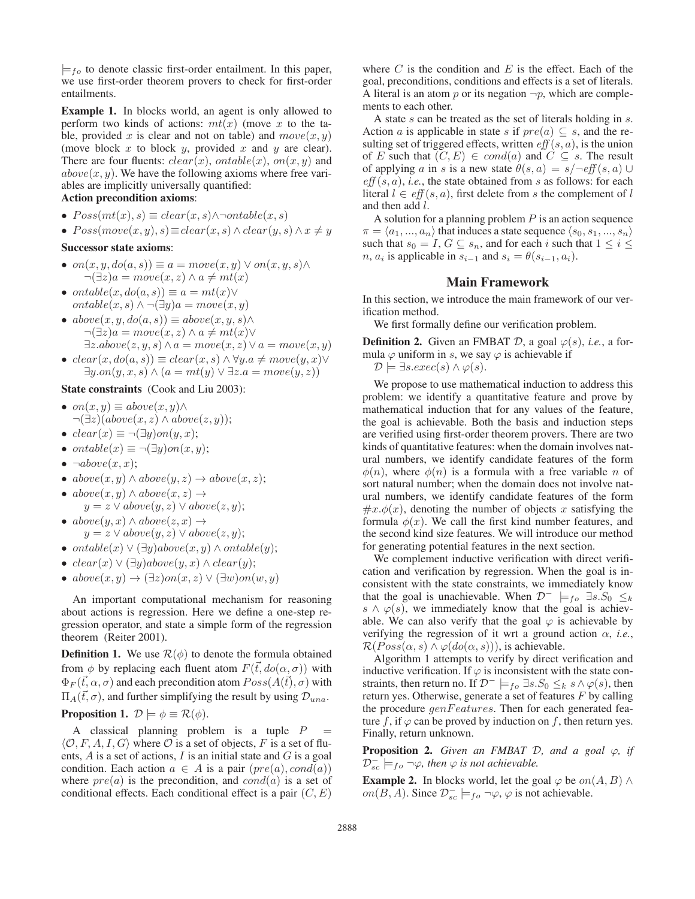$\models_{fo}$ to denote classic first-order entailment. In this paper, we use first-order theorem provers to check for first-order entailments.

**Example 1.** In blocks world, an agent is only allowed to perform two kinds of actions: $mt(x)$ (move $x$ to the table, provided $x$ is clear and not on table) and $move(x, y)$ (move block $x$ to block $y$, provided $x$ and $y$ are clear). There are four fluents: $clear(x)$, $ontable(x)$, $on(x, y)$ and $above(x, y)$. We have the following axioms where free variables are implicitly universally quantified:

**Action precondition axioms**:

- $Poss(mt(x), s) \equiv clear(x, s) \wedge \neg ontable(x, s)$
- $Poss(move(x, y), s) \equiv clear(x, s) \wedge clear(y, s) \wedge x \neq y$

**Successor state axioms**:

- $on(x, y, do(a, s)) \equiv a = move(x, y) \vee on(x, y, s) \wedge \neg(\exists z) a = move(x, z) \wedge a \neq mt(x)$
- $ontable(x, do(a, s)) \equiv a = mt(x) \vee ontable(x, s) \wedge \neg(\exists y) a = move(x, y)$
- $above(x, y, do(a, s)) \equiv above(x, y, s) \wedge \neg(\exists z) a = move(x, z) \wedge a \neq mt(x) \vee \exists z. above(z, y, s) \wedge a = move(x, z) \vee a = move(x, y)$
- $clear(x, do(a, s)) \equiv clear(x, s) \wedge \forall y. a \neq move(y, x) \vee \exists y. on(y, x, s) \wedge (a = mt(y) \vee \exists z. a = move(y, z))$

**State constraints** (Cook and Liu 2003):

- $on(x, y) \equiv above(x, y) \wedge \neg(\exists z)(above(x, z) \wedge above(z, y))$;
- $clear(x) \equiv \neg(\exists y) on(y, x)$;
- $ontable(x) \equiv \neg(\exists y) on(x, y)$;
- $\neg above(x, x)$;
- $above(x, y) \wedge above(y, z) \rightarrow above(x, z)$;
- $above(x, y) \wedge above(x, z) \rightarrow y = z \vee above(y, z) \vee above(z, y)$;
- $above(y, x) \wedge above(z, x) \rightarrow y = z \vee above(y, z) \vee above(z, y)$;
- $ontable(x) \vee (\exists y) above(x, y) \wedge ontable(y)$;
- $clear(x) \vee (\exists y) above(y, x) \wedge clear(y)$;
- $above(x, y) \rightarrow (\exists z) on(x, z) \vee (\exists w) on(w, y)$

An important computational mechanism for reasoning about actions is regression. Here we define a one-step regression operator, and state a simple form of the regression theorem (Reiter 2001).

**Definition 1.** We use $\mathcal{R}(\phi)$ to denote the formula obtained from $\phi$ by replacing each fluent atom $F(\vec{t}, do(\alpha, \sigma))$ with $\Phi_F(\vec{t}, \alpha, \sigma)$ and each precondition atom $Poss(A(\vec{t}), \sigma)$ with $\Pi_A(\vec{t}, \sigma)$, and further simplifying the result by using $\mathcal{D}_{una}$.

**Proposition 1.** $\mathcal{D} \models \phi \equiv \mathcal{R}(\phi)$.

A classical planning problem is a tuple $P = \langle \mathcal{O}, F, A, I, G \rangle$ where $\mathcal{O}$ is a set of objects, $F$ is a set of fluents, $A$ is a set of actions, $I$ is an initial state and $G$ is a goal condition. Each action $a \in A$ is a pair $(pre(a), cond(a))$ where $pre(a)$ is the precondition, and $cond(a)$ is a set of conditional effects. Each conditional effect is a pair $(C, E)$ where $C$ is the condition and $E$ is the effect. Each of the goal, preconditions, conditions and effects is a set of literals. A literal is an atom $p$ or its negation $\neg p$, which are complements to each other.

A state $s$ can be treated as the set of literals holding in $s$. Action $a$ is applicable in state $s$ if $pre(a) \subseteq s$, and the resulting set of triggered effects, written $eff(s, a)$, is the union of $E$ such that $(C, E) \in cond(a)$ and $C \subseteq s$. The result of applying $a$ in $s$ is a new state $\theta(s, a) = s / \neg eff(s, a) \cup eff(s, a)$, *i.e.*, the state obtained from $s$ as follows: for each literal $l \in eff(s, a)$, first delete from $s$ the complement of $l$ and then add $l$.

A solution for a planning problem $P$ is an action sequence $\pi = \langle a_1, ..., a_n \rangle$ that induces a state sequence $\langle s_0, s_1, ..., s_n \rangle$ such that $s_0 = I$, $G \subseteq s_n$, and for each $i$ such that $1 \leq i \leq n$, $a_i$ is applicable in $s_{i-1}$ and $s_i = \theta(s_{i-1}, a_i)$.

## Main Framework

In this section, we introduce the main framework of our verification method.

We first formally define our verification problem.

**Definition 2.** Given an FMBAT $\mathcal{D}$, a goal $\varphi(s)$, *i.e.*, a formula $\varphi$ uniform in $s$, we say $\varphi$ is achievable if $\mathcal{D} \models \exists s. exec(s) \wedge \varphi(s)$.

We propose to use mathematical induction to address this problem: we identify a quantitative feature and prove by mathematical induction that for any values of the feature, the goal is achievable. Both the basis and induction steps are verified using first-order theorem provers. There are two kinds of quantitative features: when the domain involves natural numbers, we identify candidate features of the form $\phi(n)$, where $\phi(n)$ is a formula with a free variable $n$ of sort natural number; when the domain does not involve natural numbers, we identify candidate features of the form $\#x.\phi(x)$, denoting the number of objects $x$ satisfying the formula $\phi(x)$. We call the first kind number features, and the second kind size features. We will introduce our method for generating potential features in the next section.

We complement inductive verification with direct verification and verification by regression. When the goal is inconsistent with the state constraints, we immediately know that the goal is unachievable. When $\mathcal{D}^- \models_{fo} \exists s. S_0 \leq_k s \wedge \varphi(s)$, we immediately know that the goal is achievable. We can also verify that the goal $\varphi$ is achievable by verifying the regression of it wrt a ground action $\alpha$, *i.e.*, $\mathcal{R}(Poss(\alpha, s) \wedge \varphi(do(\alpha, s)))$, is achievable.

Algorithm 1 attempts to verify by direct verification and inductive verification. If $\varphi$ is inconsistent with the state constraints, then return no. If $\mathcal{D}^- \models_{fo} \exists s. S_0 \leq_k s \wedge \varphi(s)$, then return yes. Otherwise, generate a set of features $F$ by calling the procedure $genFeatures$. Then for each generated feature $f$, if $\varphi$ can be proved by induction on $f$, then return yes. Finally, return unknown.

**Proposition 2.** *Given an FMBAT $\mathcal{D}$, and a goal $\varphi$, if $\mathcal{D}^-_{sc} \models_{fo} \neg\varphi$, then $\varphi$ is not achievable.*

**Example 2.** In blocks world, let the goal $\varphi$ be $on(A, B) \wedge on(B, A)$. Since $\mathcal{D}^-_{sc} \models_{fo} \neg\varphi$, $\varphi$ is not achievable.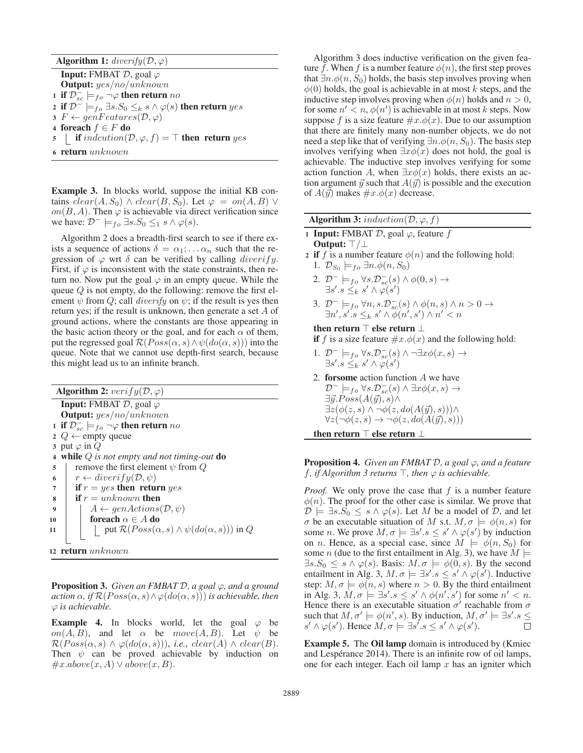**Algorithm 1:** $diverify(\mathcal{D}, \varphi)$

**Input:** FMBAT $\mathcal{D}$, goal $\varphi$
**Output:** $yes/no/unknown$

1. **if** $\mathcal{D}_{sc}^{-} \models_{fo} \neg\varphi$ **then return** $no$
2. **if** $\mathcal{D}^{-} \models_{fo} \exists s.S_0 \leq_k s \wedge \varphi(s)$ **then return** $yes$
3. $F \leftarrow genFeatures(\mathcal{D}, \varphi)$
4. **foreach** $f \in F$ **do**
5. &nbsp;&nbsp;&nbsp;&nbsp;**if** $indcution(\mathcal{D}, \varphi, f) = \top$ **then return** $yes$
6. **return** $unknown$

**Example 3.** In blocks world, suppose the initial KB contains $clear(A, S_0) \wedge clear(B, S_0)$. Let $\varphi = on(A, B) \vee on(B, A)$. Then $\varphi$ is achievable via direct verification since we have: $\mathcal{D}^{-} \models_{fo} \exists s.S_0 \leq_1 s \wedge \varphi(s)$.

Algorithm 2 does a breadth-first search to see if there exists a sequence of actions $\delta = \alpha_1; \ldots \alpha_n$ such that the regression of $\varphi$ wrt $\delta$ can be verified by calling $diverify$. First, if $\varphi$ is inconsistent with the state constraints, then return no. Now put the goal $\varphi$ in an empty queue. While the queue $Q$ is not empty, do the following: remove the first element $\psi$ from $Q$; call $diverify$ on $\psi$; if the result is yes then return yes; if the result is unknown, then generate a set $A$ of ground actions, where the constants are those appearing in the basic action theory or the goal, and for each $\alpha$ of them, put the regressed goal $\mathcal{R}(Poss(\alpha, s) \wedge \psi(do(\alpha, s)))$ into the queue. Note that we cannot use depth-first search, because this might lead us to an infinite branch.

**Algorithm 2:** $verify(\mathcal{D}, \varphi)$

**Input:** FMBAT $\mathcal{D}$, goal $\varphi$
**Output:** $yes/no/unknown$

1. **if** $\mathcal{D}_{sc}^{-} \models_{fo} \neg\varphi$ **then return** $no$
2. $Q \leftarrow$ empty queue
3. put $\varphi$ in $Q$
4. **while** *$Q$ is not empty and not timing-out* **do**
5. &nbsp;&nbsp;&nbsp;&nbsp;remove the first element $\psi$ from $Q$
6. &nbsp;&nbsp;&nbsp;&nbsp;$r \leftarrow diverify(\mathcal{D}, \psi)$
7. &nbsp;&nbsp;&nbsp;&nbsp;**if** $r = yes$ **then return** $yes$
8. &nbsp;&nbsp;&nbsp;&nbsp;**if** $r = unknown$ **then**
9. &nbsp;&nbsp;&nbsp;&nbsp;&nbsp;&nbsp;&nbsp;&nbsp;$A \leftarrow genActions(\mathcal{D}, \psi)$
10. &nbsp;&nbsp;&nbsp;&nbsp;&nbsp;&nbsp;&nbsp;&nbsp;**foreach** $\alpha \in A$ **do**
11. &nbsp;&nbsp;&nbsp;&nbsp;&nbsp;&nbsp;&nbsp;&nbsp;&nbsp;&nbsp;&nbsp;&nbsp;put $\mathcal{R}(Poss(\alpha, s) \wedge \psi(do(\alpha, s)))$ in $Q$
12. **return** $unknown$

**Proposition 3.** *Given an FMBAT $\mathcal{D}$, a goal $\varphi$, and a ground action $\alpha$, if $\mathcal{R}(Poss(\alpha, s) \wedge \varphi(do(\alpha, s)))$ is achievable, then $\varphi$ is achievable.*

**Example 4.** In blocks world, let the goal $\varphi$ be $on(A, B)$, and let $\alpha$ be $move(A, B)$. Let $\psi$ be $\mathcal{R}(Poss(\alpha, s) \wedge \varphi(do(\alpha, s)))$, *i.e.*, $clear(A) \wedge clear(B)$. Then $\psi$ can be proved achievable by induction on $\#x.above(x, A) \vee above(x, B)$.

Algorithm 3 does inductive verification on the given feature $f$. When $f$ is a number feature $\phi(n)$, the first step proves that $\exists n.\phi(n, S_0)$ holds, the basis step involves proving when $\phi(0)$ holds, the goal is achievable in at most $k$ steps, and the inductive step involves proving when $\phi(n)$ holds and $n > 0$, for some $n' < n$, $\phi(n')$ is achievable in at most $k$ steps. Now suppose $f$ is a size feature $\#x.\phi(x)$. Due to our assumption that there are finitely many non-number objects, we do not need a step like that of verifying $\exists n.\phi(n, S_0)$. The basis step involves verifying when $\exists x\phi(x)$ does not hold, the goal is achievable. The inductive step involves verifying for some action function $A$, when $\exists x\phi(x)$ holds, there exists an action argument $\vec{y}$ such that $A(\vec{y})$ is possible and the execution of $A(\vec{y})$ makes $\#x.\phi(x)$ decrease.

**Algorithm 3:** $induction(\mathcal{D}, \varphi, f)$

1. **Input:** FMBAT $\mathcal{D}$, goal $\varphi$, feature $f$
   **Output:** $\top/\bot$
2. **if** $f$ is a number feature $\phi(n)$ and the following hold:
   1. $\mathcal{D}_{S_0} \models_{fo} \exists n.\phi(n, S_0)$
   2. $\mathcal{D}^{-} \models_{fo} \forall s.\mathcal{D}_{sc}^{-}(s) \wedge \phi(0, s) \rightarrow \exists s'.s \leq_k s' \wedge \varphi(s')$
   3. $\mathcal{D}^{-} \models_{fo} \forall n, s.\mathcal{D}_{sc}^{-}(s) \wedge \phi(n, s) \wedge n > 0 \rightarrow \exists n', s'.s \leq_k s' \wedge \phi(n', s') \wedge n' < n$

   **then return** $\top$ **else return** $\bot$

   **if** $f$ is a size feature $\#x.\phi(x)$ and the following hold:
   1. $\mathcal{D}^{-} \models_{fo} \forall s.\mathcal{D}_{sc}^{-}(s) \wedge \neg\exists x\phi(x, s) \rightarrow \exists s'.s \leq_k s' \wedge \varphi(s')$
   2. **forsome** action function $A$ we have $\mathcal{D}^{-} \models_{fo} \forall s.\mathcal{D}_{sc}^{-}(s) \wedge \exists x\phi(x, s) \rightarrow \exists \vec{y}.Poss(A(\vec{y}), s) \wedge \exists z(\phi(z, s) \wedge \neg\phi(z, do(A(\vec{y}), s))) \wedge \forall z(\neg\phi(z, s) \rightarrow \neg\phi(z, do(A(\vec{y}), s)))$

   **then return** $\top$ **else return** $\bot$

**Proposition 4.** *Given an FMBAT $\mathcal{D}$, a goal $\varphi$, and a feature $f$, if Algorithm 3 returns $\top$, then $\varphi$ is achievable.*

*Proof.* We only prove the case that $f$ is a number feature $\phi(n)$. The proof for the other case is similar. We prove that $\mathcal{D} \models \exists s.S_0 \leq s \wedge \varphi(s)$. Let $M$ be a model of $\mathcal{D}$, and let $\sigma$ be an executable situation of $M$ s.t. $M, \sigma \models \phi(n, s)$ for some $n$. We prove $M, \sigma \models \exists s'.s \leq s' \wedge \varphi(s')$ by induction on $n$. Hence, as a special case, since $M \models \phi(n, S_0)$ for some $n$ (due to the first entailment in Alg. 3), we have $M \models \exists s.S_0 \leq s \wedge \varphi(s)$. Basis: $M, \sigma \models \phi(0, s)$. By the second entailment in Alg. 3, $M, \sigma \models \exists s'.s \leq s' \wedge \varphi(s')$. Inductive step: $M, \sigma \models \phi(n, s)$ where $n > 0$. By the third entailment in Alg. 3, $M, \sigma \models \exists s'.s \leq s' \wedge \phi(n', s')$ for some $n' < n$. Hence there is an executable situation $\sigma'$ reachable from $\sigma$ such that $M, \sigma' \models \phi(n', s)$. By induction, $M, \sigma' \models \exists s'.s \leq s' \wedge \varphi(s')$. Hence $M, \sigma \models \exists s'.s \leq s' \wedge \varphi(s')$. $\square$

**Example 5.** The **Oil lamp** domain is introduced by (Kmiec and Lespérance 2014). There is an infinite row of oil lamps, one for each integer. Each oil lamp $x$ has an igniter which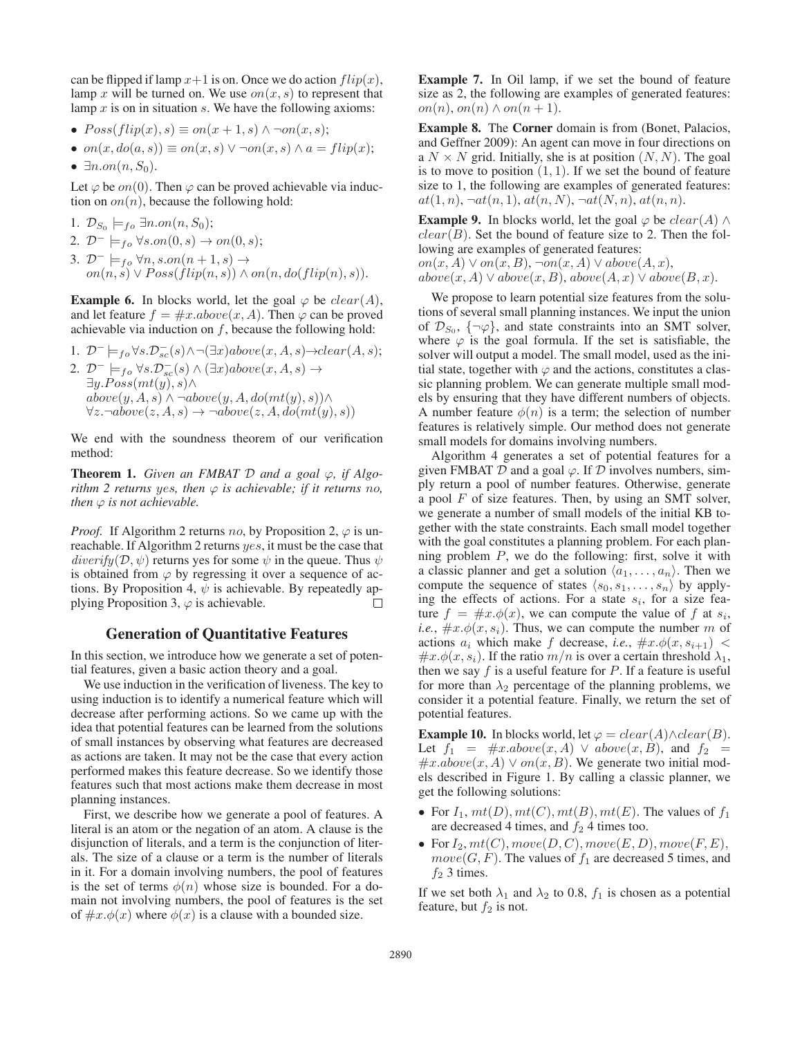can be flipped if lamp $x+1$ is on. Once we do action $flip(x)$, lamp $x$ will be turned on. We use $on(x,s)$ to represent that lamp $x$ is on in situation $s$. We have the following axioms:

- $Poss(flip(x), s) \equiv on(x+1, s) \wedge \neg on(x, s)$;
- $on(x, do(a, s)) \equiv on(x, s) \vee \neg on(x, s) \wedge a = flip(x)$;
- $\exists n.on(n, S_0)$.

Let $\varphi$ be $on(0)$. Then $\varphi$ can be proved achievable via induction on $on(n)$, because the following hold:

1. $\mathcal{D}_{S_0} \models_{fo} \exists n.on(n, S_0)$;
2. $\mathcal{D}^- \models_{fo} \forall s.on(0, s) \rightarrow on(0, s)$;
3. $\mathcal{D}^- \models_{fo} \forall n, s.on(n+1, s) \rightarrow on(n, s) \vee Poss(flip(n, s)) \wedge on(n, do(flip(n), s))$.

**Example 6.** In blocks world, let the goal $\varphi$ be $clear(A)$, and let feature $f = \#x.above(x, A)$. Then $\varphi$ can be proved achievable via induction on $f$, because the following hold:

1. $\mathcal{D}^- \models_{fo} \forall s.\mathcal{D}^-_{sc}(s) \wedge \neg(\exists x)above(x, A, s) \rightarrow clear(A, s)$;
2. $\mathcal{D}^- \models_{fo} \forall s.\mathcal{D}^-_{sc}(s) \wedge (\exists x)above(x, A, s) \rightarrow \exists y.Poss(mt(y), s) \wedge above(y, A, s) \wedge \neg above(y, A, do(mt(y), s)) \wedge \forall z.\neg above(z, A, s) \rightarrow \neg above(z, A, do(mt(y), s))$

We end with the soundness theorem of our verification method:

**Theorem 1.** *Given an FMBAT $\mathcal{D}$ and a goal $\varphi$, if Algorithm 2 returns yes, then $\varphi$ is achievable; if it returns no, then $\varphi$ is not achievable.*

*Proof.* If Algorithm 2 returns $no$, by Proposition 2, $\varphi$ is unreachable. If Algorithm 2 returns $yes$, it must be the case that $diverify(\mathcal{D}, \psi)$ returns yes for some $\psi$ in the queue. Thus $\psi$ is obtained from $\varphi$ by regressing it over a sequence of actions. By Proposition 4, $\psi$ is achievable. By repeatedly applying Proposition 3, $\varphi$ is achievable. □

## Generation of Quantitative Features

In this section, we introduce how we generate a set of potential features, given a basic action theory and a goal.

We use induction in the verification of liveness. The key to using induction is to identify a numerical feature which will decrease after performing actions. So we came up with the idea that potential features can be learned from the solutions of small instances by observing what features are decreased as actions are taken. It may not be the case that every action performed makes this feature decrease. So we identify those features such that most actions make them decrease in most planning instances.

First, we describe how we generate a pool of features. A literal is an atom or the negation of an atom. A clause is the disjunction of literals, and a term is the conjunction of literals. The size of a clause or a term is the number of literals in it. For a domain involving numbers, the pool of features is the set of terms $\phi(n)$ whose size is bounded. For a domain not involving numbers, the pool of features is the set of $\#x.\phi(x)$ where $\phi(x)$ is a clause with a bounded size.

**Example 7.** In Oil lamp, if we set the bound of feature size as 2, the following are examples of generated features: $on(n)$, $on(n) \wedge on(n+1)$.

**Example 8.** The **Corner** domain is from (Bonet, Palacios, and Geffner 2009): An agent can move in four directions on a $N \times N$ grid. Initially, she is at position $(N, N)$. The goal is to move to position $(1, 1)$. If we set the bound of feature size to 1, the following are examples of generated features: $at(1, n)$, $\neg at(n, 1)$, $at(n, N)$, $\neg at(N, n)$, $at(n, n)$.

**Example 9.** In blocks world, let the goal $\varphi$ be $clear(A) \wedge clear(B)$. Set the bound of feature size to 2. Then the following are examples of generated features:
$on(x, A) \vee on(x, B)$, $\neg on(x, A) \vee above(A, x)$,
$above(x, A) \vee above(x, B)$, $above(A, x) \vee above(B, x)$.

We propose to learn potential size features from the solutions of several small planning instances. We input the union of $\mathcal{D}_{S_0}$, $\{\neg\varphi\}$, and state constraints into an SMT solver, where $\varphi$ is the goal formula. If the set is satisfiable, the solver will output a model. The small model, used as the initial state, together with $\varphi$ and the actions, constitutes a classic planning problem. We can generate multiple small models by ensuring that they have different numbers of objects. A number feature $\phi(n)$ is a term; the selection of number features is relatively simple. Our method does not generate small models for domains involving numbers.

Algorithm 4 generates a set of potential features for a given FMBAT $\mathcal{D}$ and a goal $\varphi$. If $\mathcal{D}$ involves numbers, simply return a pool of number features. Otherwise, generate a pool $F$ of size features. Then, by using an SMT solver, we generate a number of small models of the initial KB together with the state constraints. Each small model together with the goal constitutes a planning problem. For each planning problem $P$, we do the following: first, solve it with a classic planner and get a solution $\langle a_1, \ldots, a_n \rangle$. Then we compute the sequence of states $\langle s_0, s_1, \ldots, s_n \rangle$ by applying the effects of actions. For a state $s_i$, for a size feature $f = \#x.\phi(x)$, we can compute the value of $f$ at $s_i$, *i.e.*, $\#x.\phi(x, s_i)$. Thus, we can compute the number $m$ of actions $a_i$ which make $f$ decrease, *i.e.*, $\#x.\phi(x, s_{i+1}) < \#x.\phi(x, s_i)$. If the ratio $m/n$ is over a certain threshold $\lambda_1$, then we say $f$ is a useful feature for $P$. If a feature is useful for more than $\lambda_2$ percentage of the planning problems, we consider it a potential feature. Finally, we return the set of potential features.

**Example 10.** In blocks world, let $\varphi = clear(A) \wedge clear(B)$. Let $f_1 = \#x.above(x, A) \vee above(x, B)$, and $f_2 = \#x.above(x, A) \vee on(x, B)$. We generate two initial models described in Figure 1. By calling a classic planner, we get the following solutions:

- For $I_1$, $mt(D), mt(C), mt(B), mt(E)$. The values of $f_1$ are decreased 4 times, and $f_2$ 4 times too.
- For $I_2$, $mt(C), move(D, C), move(E, D), move(F, E), move(G, F)$. The values of $f_1$ are decreased 5 times, and $f_2$ 3 times.

If we set both $\lambda_1$ and $\lambda_2$ to 0.8, $f_1$ is chosen as a potential feature, but $f_2$ is not.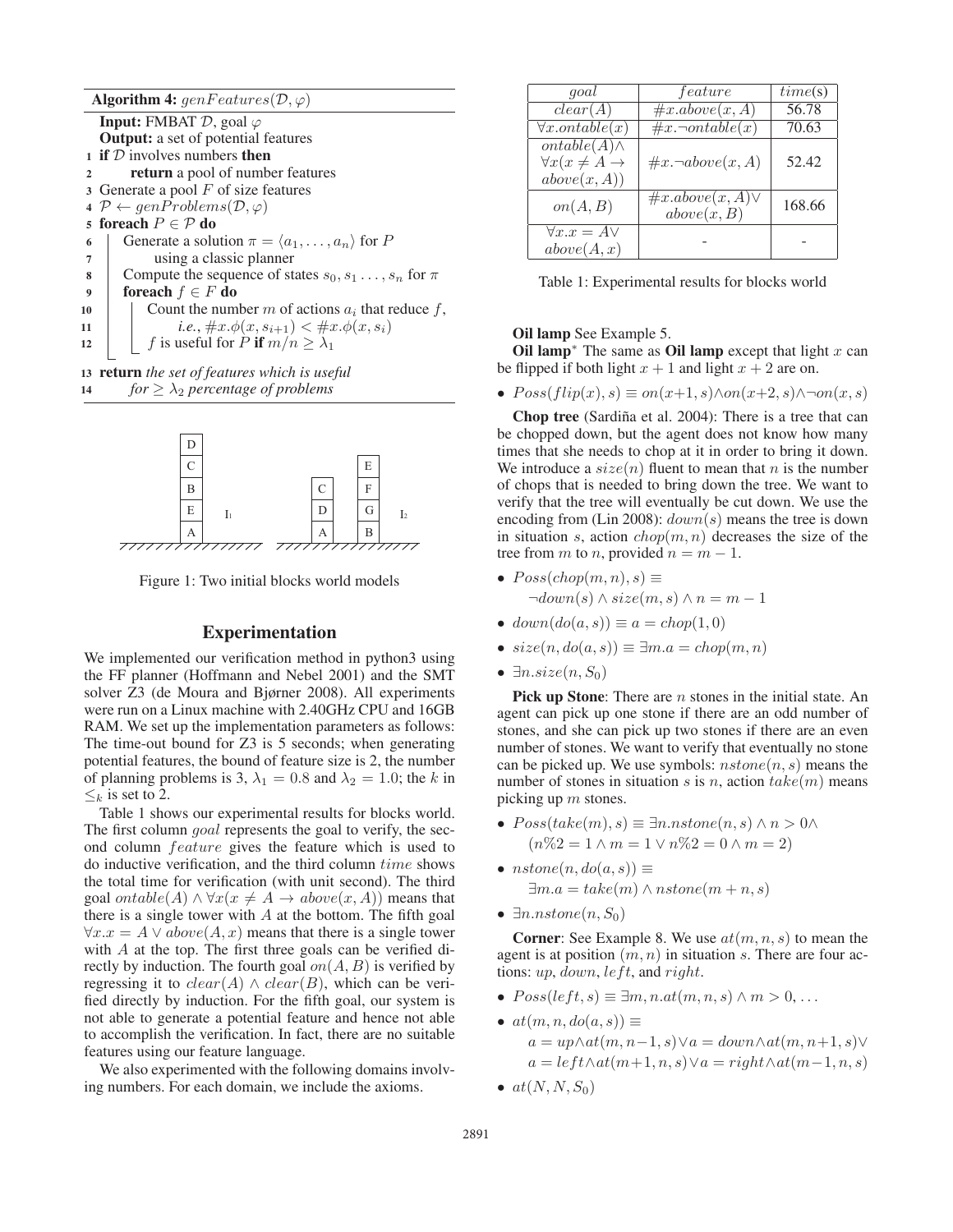**Algorithm 4:** $genFeatures(\mathcal{D}, \varphi)$

```
   Input: FMBAT D, goal φ
   Output: a set of potential features
 1 if D involves numbers then
 2     return a pool of number features
 3 Generate a pool F of size features
 4 P ← genProblems(D, φ)
 5 foreach P ∈ P do
 6     Generate a solution π = ⟨a_1, ..., a_n⟩ for P
 7         using a classic planner
 8     Compute the sequence of states s_0, s_1 ..., s_n for π
 9     foreach f ∈ F do
10         Count the number m of actions a_i that reduce f,
11             i.e., #x.φ(x, s_{i+1}) < #x.φ(x, s_i)
12         f is useful for P if m/n ≥ λ_1
13 return the set of features which is useful
14     for ≥ λ_2 percentage of problems
```

Figure 1: Two initial blocks world models

## Experimentation

We implemented our verification method in python3 using the FF planner (Hoffmann and Nebel 2001) and the SMT solver Z3 (de Moura and Bjørner 2008). All experiments were run on a Linux machine with 2.40GHz CPU and 16GB RAM. We set up the implementation parameters as follows: The time-out bound for Z3 is 5 seconds; when generating potential features, the bound of feature size is 2, the number of planning problems is 3, $\lambda_1 = 0.8$ and $\lambda_2 = 1.0$; the $k$ in $\leq_k$ is set to 2.

Table 1 shows our experimental results for blocks world. The first column *goal* represents the goal to verify, the second column *feature* gives the feature which is used to do inductive verification, and the third column *time* shows the total time for verification (with unit second). The third goal $ontable(A) \wedge \forall x(x \neq A \rightarrow above(x, A))$ means that there is a single tower with $A$ at the bottom. The fifth goal $\forall x.x = A \vee above(A, x)$ means that there is a single tower with $A$ at the top. The first three goals can be verified directly by induction. The fourth goal $on(A, B)$ is verified by regressing it to $clear(A) \wedge clear(B)$, which can be verified directly by induction. For the fifth goal, our system is not able to generate a potential feature and hence not able to accomplish the verification. In fact, there are no suitable features using our feature language.

We also experimented with the following domains involving numbers. For each domain, we include the axioms.

| $goal$ | $feature$ | $time$(s) |
|---|---|---|
| $clear(A)$ | $\#x.above(x, A)$ | 56.78 |
| $\forall x.ontable(x)$ | $\#x.\neg ontable(x)$ | 70.63 |
| $ontable(A) \wedge \forall x(x \neq A \rightarrow above(x, A))$ | $\#x.\neg above(x, A)$ | 52.42 |
| $on(A, B)$ | $\#x.above(x, A) \vee above(x, B)$ | 168.66 |
| $\forall x.x = A \vee above(A, x)$ | - | - |

Table 1: Experimental results for blocks world

**Oil lamp** See Example 5.

**Oil lamp**$^*$ The same as **Oil lamp** except that light $x$ can be flipped if both light $x+1$ and light $x+2$ are on.

- $Poss(flip(x), s) \equiv on(x{+}1, s) \wedge on(x{+}2, s) \wedge \neg on(x, s)$

**Chop tree** (Sardiña et al. 2004): There is a tree that can be chopped down, but the agent does not know how many times that she needs to chop at it in order to bring it down. We introduce a $size(n)$ fluent to mean that $n$ is the number of chops that is needed to bring down the tree. We want to verify that the tree will eventually be cut down. We use the encoding from (Lin 2008): $down(s)$ means the tree is down in situation $s$, action $chop(m, n)$ decreases the size of the tree from $m$ to $n$, provided $n = m - 1$.

- $Poss(chop(m, n), s) \equiv$
  $\neg down(s) \wedge size(m, s) \wedge n = m - 1$
- $down(do(a, s)) \equiv a = chop(1, 0)$
- $size(n, do(a, s)) \equiv \exists m.a = chop(m, n)$
- $\exists n.size(n, S_0)$

**Pick up Stone**: There are $n$ stones in the initial state. An agent can pick up one stone if there are an odd number of stones, and she can pick up two stones if there are an even number of stones. We want to verify that eventually no stone can be picked up. We use symbols: $nstone(n, s)$ means the number of stones in situation $s$ is $n$, action $take(m)$ means picking up $m$ stones.

- $Poss(take(m), s) \equiv \exists n.nstone(n, s) \wedge n > 0 \wedge$
  $(n\%2 = 1 \wedge m = 1 \vee n\%2 = 0 \wedge m = 2)$
- $nstone(n, do(a, s)) \equiv$
  $\exists m.a = take(m) \wedge nstone(m + n, s)$
- $\exists n.nstone(n, S_0)$

**Corner**: See Example 8. We use $at(m, n, s)$ to mean the agent is at position $(m, n)$ in situation $s$. There are four actions: $up$, $down$, $left$, and $right$.

- $Poss(left, s) \equiv \exists m, n.at(m, n, s) \wedge m > 0, \ldots$
- $at(m, n, do(a, s)) \equiv$
  $a = up \wedge at(m, n{-}1, s) \vee a = down \wedge at(m, n{+}1, s) \vee$
  $a = left \wedge at(m{+}1, n, s) \vee a = right \wedge at(m{-}1, n, s)$
- $at(N, N, S_0)$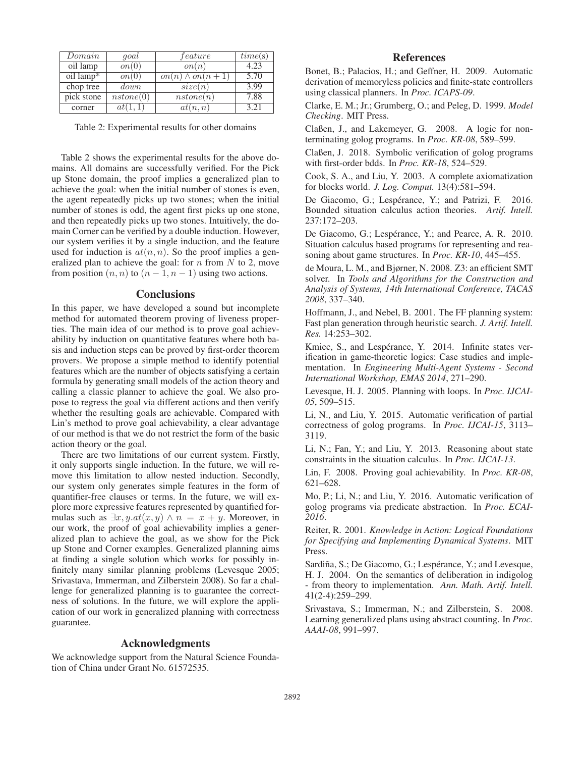| $Domain$ | $goal$ | $feature$ | $time$(s) |
|---|---|---|---|
| oil lamp | $on(0)$ | $on(n)$ | 4.23 |
| oil lamp* | $on(0)$ | $on(n) \wedge on(n+1)$ | 5.70 |
| chop tree | $down$ | $size(n)$ | 3.99 |
| pick stone | $nstone(0)$ | $nstone(n)$ | 7.88 |
| corner | $at(1,1)$ | $at(n,n)$ | 3.21 |

Table 2: Experimental results for other domains

Table 2 shows the experimental results for the above domains. All domains are successfully verified. For the Pick up Stone domain, the proof implies a generalized plan to achieve the goal: when the initial number of stones is even, the agent repeatedly picks up two stones; when the initial number of stones is odd, the agent first picks up one stone, and then repeatedly picks up two stones. Intuitively, the domain Corner can be verified by a double induction. However, our system verifies it by a single induction, and the feature used for induction is $at(n, n)$. So the proof implies a generalized plan to achieve the goal: for $n$ from $N$ to 2, move from position $(n, n)$ to $(n-1, n-1)$ using two actions.

## Conclusions

In this paper, we have developed a sound but incomplete method for automated theorem proving of liveness properties. The main idea of our method is to prove goal achievability by induction on quantitative features where both basis and induction steps can be proved by first-order theorem provers. We propose a simple method to identify potential features which are the number of objects satisfying a certain formula by generating small models of the action theory and calling a classic planner to achieve the goal. We also propose to regress the goal via different actions and then verify whether the resulting goals are achievable. Compared with Lin's method to prove goal achievability, a clear advantage of our method is that we do not restrict the form of the basic action theory or the goal.

There are two limitations of our current system. Firstly, it only supports single induction. In the future, we will remove this limitation to allow nested induction. Secondly, our system only generates simple features in the form of quantifier-free clauses or terms. In the future, we will explore more expressive features represented by quantified formulas such as $\exists x, y.at(x, y) \wedge n = x + y$. Moreover, in our work, the proof of goal achievability implies a generalized plan to achieve the goal, as we show for the Pick up Stone and Corner examples. Generalized planning aims at finding a single solution which works for possibly infinitely many similar planning problems (Levesque 2005; Srivastava, Immerman, and Zilberstein 2008). So far a challenge for generalized planning is to guarantee the correctness of solutions. In the future, we will explore the application of our work in generalized planning with correctness guarantee.

## Acknowledgments

We acknowledge support from the Natural Science Foundation of China under Grant No. 61572535.

## References

Bonet, B.; Palacios, H.; and Geffner, H. 2009. Automatic derivation of memoryless policies and finite-state controllers using classical planners. In *Proc. ICAPS-09*.

Clarke, E. M.; Jr.; Grumberg, O.; and Peleg, D. 1999. *Model Checking*. MIT Press.

Claßen, J., and Lakemeyer, G. 2008. A logic for non-terminating golog programs. In *Proc. KR-08*, 589–599.

Claßen, J. 2018. Symbolic verification of golog programs with first-order bdds. In *Proc. KR-18*, 524–529.

Cook, S. A., and Liu, Y. 2003. A complete axiomatization for blocks world. *J. Log. Comput.* 13(4):581–594.

De Giacomo, G.; Lespérance, Y.; and Patrizi, F. 2016. Bounded situation calculus action theories. *Artif. Intell.* 237:172–203.

De Giacomo, G.; Lespérance, Y.; and Pearce, A. R. 2010. Situation calculus based programs for representing and reasoning about game structures. In *Proc. KR-10*, 445–455.

de Moura, L. M., and Bjørner, N. 2008. Z3: an efficient SMT solver. In *Tools and Algorithms for the Construction and Analysis of Systems, 14th International Conference, TACAS 2008*, 337–340.

Hoffmann, J., and Nebel, B. 2001. The FF planning system: Fast plan generation through heuristic search. *J. Artif. Intell. Res.* 14:253–302.

Kmiec, S., and Lespérance, Y. 2014. Infinite states verification in game-theoretic logics: Case studies and implementation. In *Engineering Multi-Agent Systems - Second International Workshop, EMAS 2014*, 271–290.

Levesque, H. J. 2005. Planning with loops. In *Proc. IJCAI-05*, 509–515.

Li, N., and Liu, Y. 2015. Automatic verification of partial correctness of golog programs. In *Proc. IJCAI-15*, 3113–3119.

Li, N.; Fan, Y.; and Liu, Y. 2013. Reasoning about state constraints in the situation calculus. In *Proc. IJCAI-13*.

Lin, F. 2008. Proving goal achievability. In *Proc. KR-08*, 621–628.

Mo, P.; Li, N.; and Liu, Y. 2016. Automatic verification of golog programs via predicate abstraction. In *Proc. ECAI-2016*.

Reiter, R. 2001. *Knowledge in Action: Logical Foundations for Specifying and Implementing Dynamical Systems*. MIT Press.

Sardiña, S.; De Giacomo, G.; Lespérance, Y.; and Levesque, H. J. 2004. On the semantics of deliberation in indigolog - from theory to implementation. *Ann. Math. Artif. Intell.* 41(2-4):259–299.

Srivastava, S.; Immerman, N.; and Zilberstein, S. 2008. Learning generalized plans using abstract counting. In *Proc. AAAI-08*, 991–997.